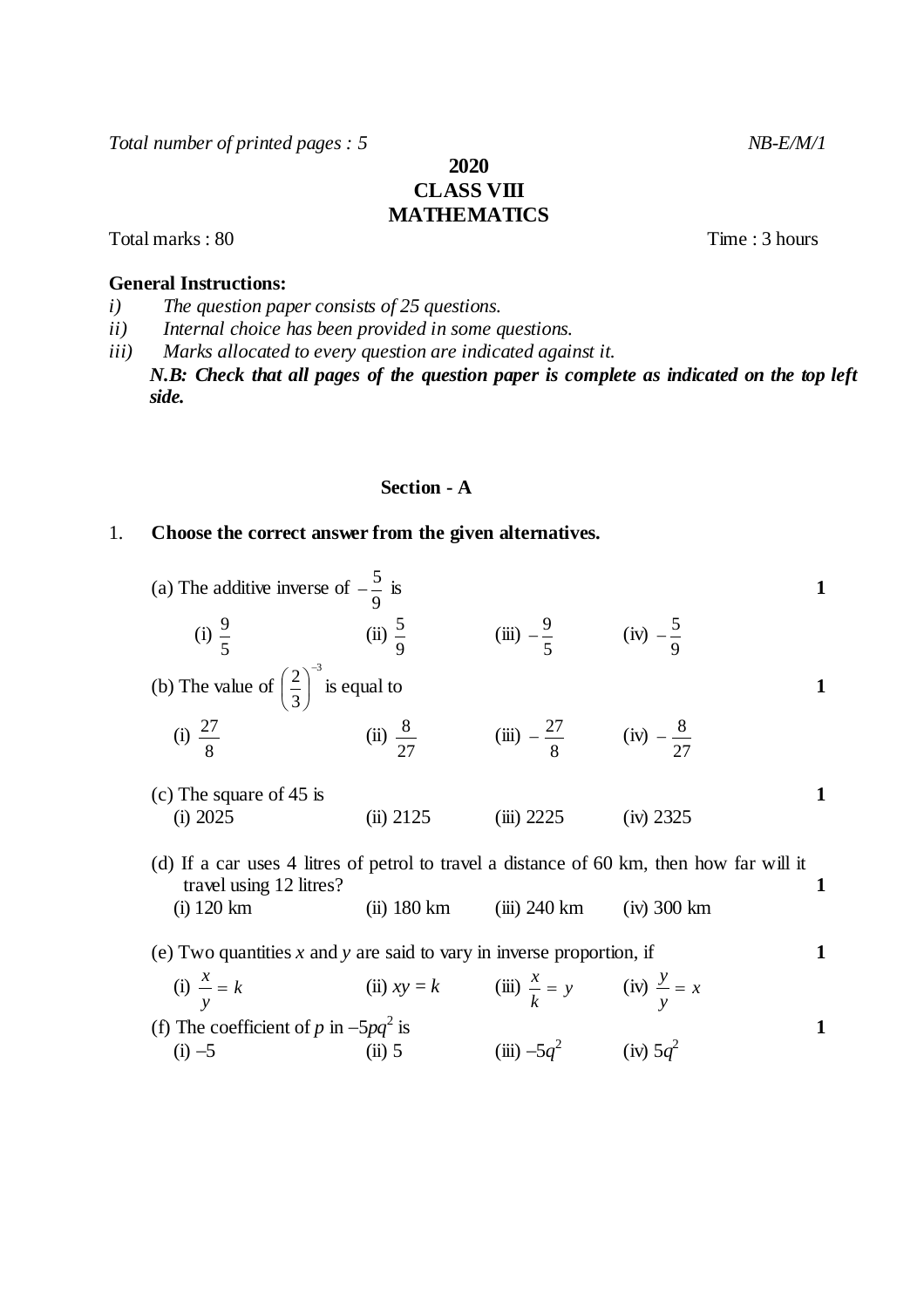*Total number of printed pages : 5* *NB-E/M/1*

**2020**
**CLASS VIII**
**MATHEMATICS**

Total marks : 80 Time : 3 hours

**General Instructions:**

*i) The question paper consists of 25 questions.*
*ii) Internal choice has been provided in some questions.*
*iii) Marks allocated to every question are indicated against it.*

***N.B: Check that all pages of the question paper is complete as indicated on the top left side.***

## Section - A

1. **Choose the correct answer from the given alternatives.**

(a) The additive inverse of $-\frac{5}{9}$ is **1**

(i) $\frac{9}{5}$ (ii) $\frac{5}{9}$ (iii) $-\frac{9}{5}$ (iv) $-\frac{5}{9}$

(b) The value of $\left(\frac{2}{3}\right)^{-3}$ is equal to **1**

(i) $\frac{27}{8}$ (ii) $\frac{8}{27}$ (iii) $-\frac{27}{8}$ (iv) $-\frac{8}{27}$

(c) The square of 45 is **1**

(i) 2025 (ii) 2125 (iii) 2225 (iv) 2325

(d) If a car uses 4 litres of petrol to travel a distance of 60 km, then how far will it travel using 12 litres? **1**

(i) 120 km (ii) 180 km (iii) 240 km (iv) 300 km

(e) Two quantities $x$ and $y$ are said to vary in inverse proportion, if **1**

(i) $\frac{x}{y} = k$ (ii) $xy = k$ (iii) $\frac{x}{k} = y$ (iv) $\frac{y}{y} = x$

(f) The coefficient of $p$ in $-5pq^2$ is **1**

(i) $-5$ (ii) $5$ (iii) $-5q^2$ (iv) $5q^2$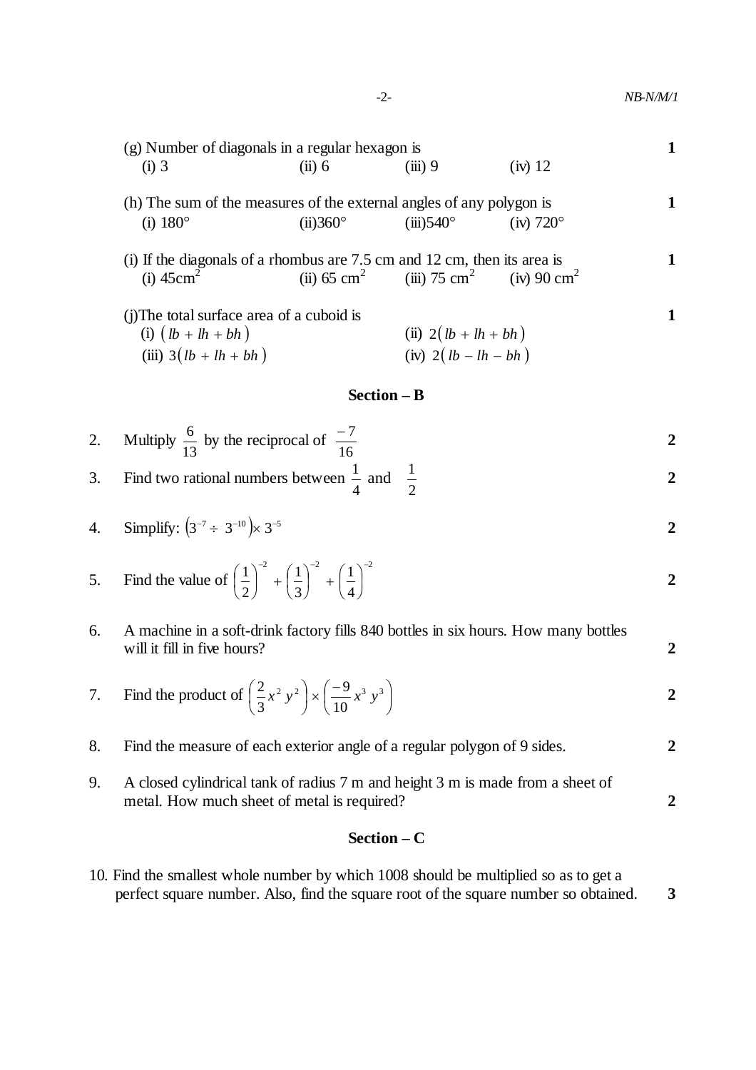(g) Number of diagonals in a regular hexagon is **1**

(i) 3 (ii) 6 (iii) 9 (iv) 12

(h) The sum of the measures of the external angles of any polygon is **1**

(i) 180° (ii) 360° (iii) 540° (iv) 720°

(i) If the diagonals of a rhombus are 7.5 cm and 12 cm, then its area is **1**

(i) 45 $cm^2$ (ii) 65 $cm^2$ (iii) 75 $cm^2$ (iv) 90 $cm^2$

(j) The total surface area of a cuboid is **1**

(i) $(lb + lh + bh)$ (ii) $2(lb + lh + bh)$

(iii) $3(lb + lh + bh)$ (iv) $2(lb - lh - bh)$

## Section – B

2. Multiply $\frac{6}{13}$ by the reciprocal of $\frac{-7}{16}$ **2**

3. Find two rational numbers between $\frac{1}{4}$ and $\frac{1}{2}$ **2**

4. Simplify: $(3^{-7} \div 3^{-10}) \times 3^{-5}$ **2**

5. Find the value of $\left(\frac{1}{2}\right)^{-2} + \left(\frac{1}{3}\right)^{-2} + \left(\frac{1}{4}\right)^{-2}$ **2**

6. A machine in a soft-drink factory fills 840 bottles in six hours. How many bottles will it fill in five hours? **2**

7. Find the product of $\left(\frac{2}{3}x^2 y^2\right) \times \left(\frac{-9}{10}x^3 y^3\right)$ **2**

8. Find the measure of each exterior angle of a regular polygon of 9 sides. **2**

9. A closed cylindrical tank of radius 7 m and height 3 m is made from a sheet of metal. How much sheet of metal is required? **2**

## Section – C

10. Find the smallest whole number by which 1008 should be multiplied so as to get a perfect square number. Also, find the square root of the square number so obtained. **3**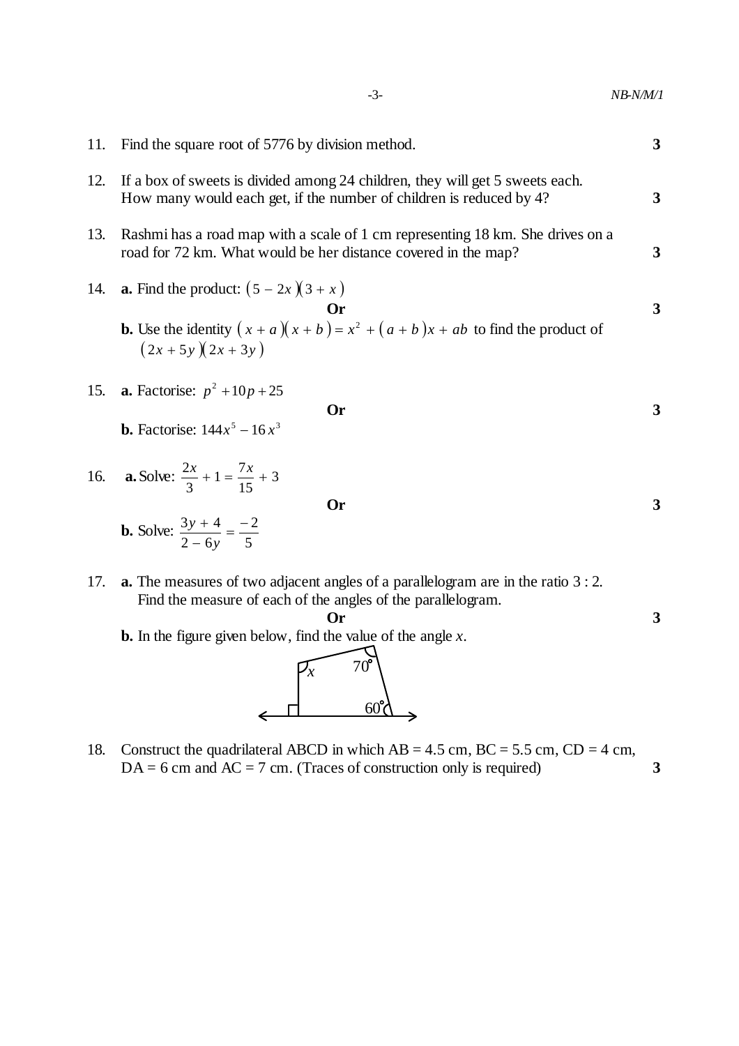11. Find the square root of 5776 by division method. **3**

12. If a box of sweets is divided among 24 children, they will get 5 sweets each. How many would each get, if the number of children is reduced by 4? **3**

13. Rashmi has a road map with a scale of 1 cm representing 18 km. She drives on a road for 72 km. What would be her distance covered in the map? **3**

14. **a.** Find the product: $(5 - 2x)(3 + x)$

    **Or** **3**

    **b.** Use the identity $(x + a)(x + b) = x^2 + (a + b)x + ab$ to find the product of $(2x + 5y)(2x + 3y)$

15. **a.** Factorise: $p^2 + 10p + 25$

    **Or** **3**

    **b.** Factorise: $144x^5 - 16x^3$

16. **a.** Solve: $\frac{2x}{3} + 1 = \frac{7x}{15} + 3$

    **Or** **3**

    **b.** Solve: $\frac{3y + 4}{2 - 6y} = \frac{-2}{5}$

17. **a.** The measures of two adjacent angles of a parallelogram are in the ratio 3 : 2. Find the measure of each of the angles of the parallelogram.

    **Or** **3**

    **b.** In the figure given below, find the value of the angle *x*.

    (Figure: quadrilateral with angles $x$, $70^\circ$, $60^\circ$ and a right angle)

18. Construct the quadrilateral ABCD in which AB = 4.5 cm, BC = 5.5 cm, CD = 4 cm, DA = 6 cm and AC = 7 cm. (Traces of construction only is required) **3**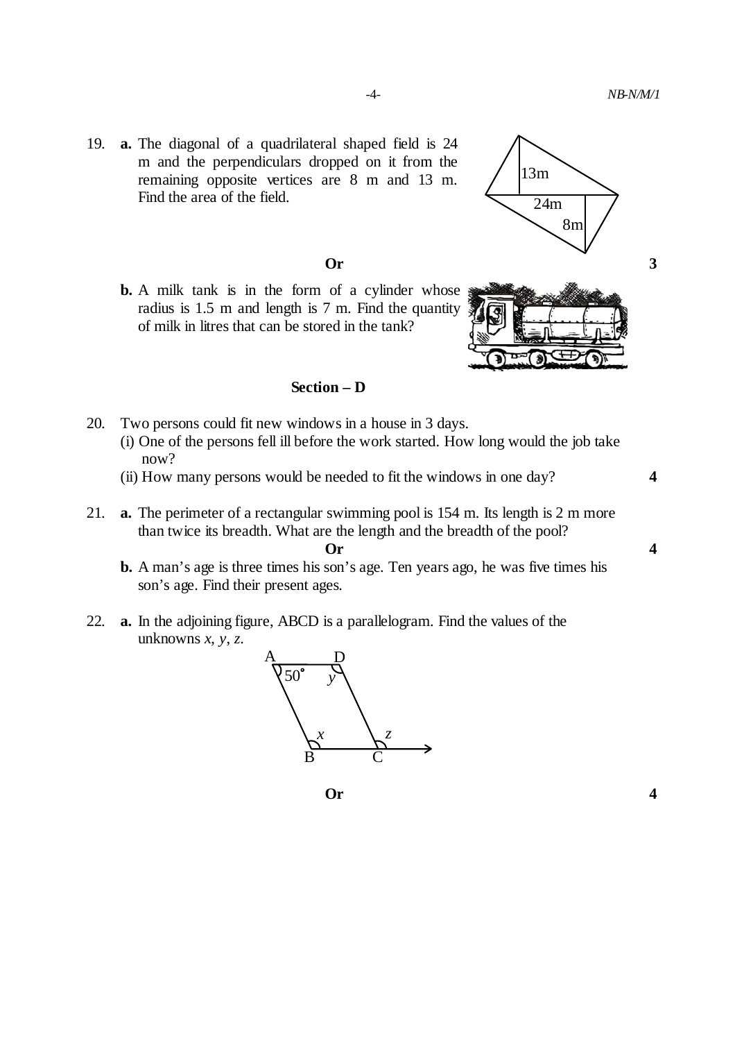19. **a.** The diagonal of a quadrilateral shaped field is 24 m and the perpendiculars dropped on it from the remaining opposite vertices are 8 m and 13 m. Find the area of the field.

**Or** **3**

**b.** A milk tank is in the form of a cylinder whose radius is 1.5 m and length is 7 m. Find the quantity of milk in litres that can be stored in the tank?

## Section – D

20. Two persons could fit new windows in a house in 3 days.
(i) One of the persons fell ill before the work started. How long would the job take now?
(ii) How many persons would be needed to fit the windows in one day? **4**

21. **a.** The perimeter of a rectangular swimming pool is 154 m. Its length is 2 m more than twice its breadth. What are the length and the breadth of the pool?

**Or** **4**

**b.** A man's age is three times his son's age. Ten years ago, he was five times his son's age. Find their present ages.

22. **a.** In the adjoining figure, ABCD is a parallelogram. Find the values of the unknowns $x$, $y$, $z$.

**Or** **4**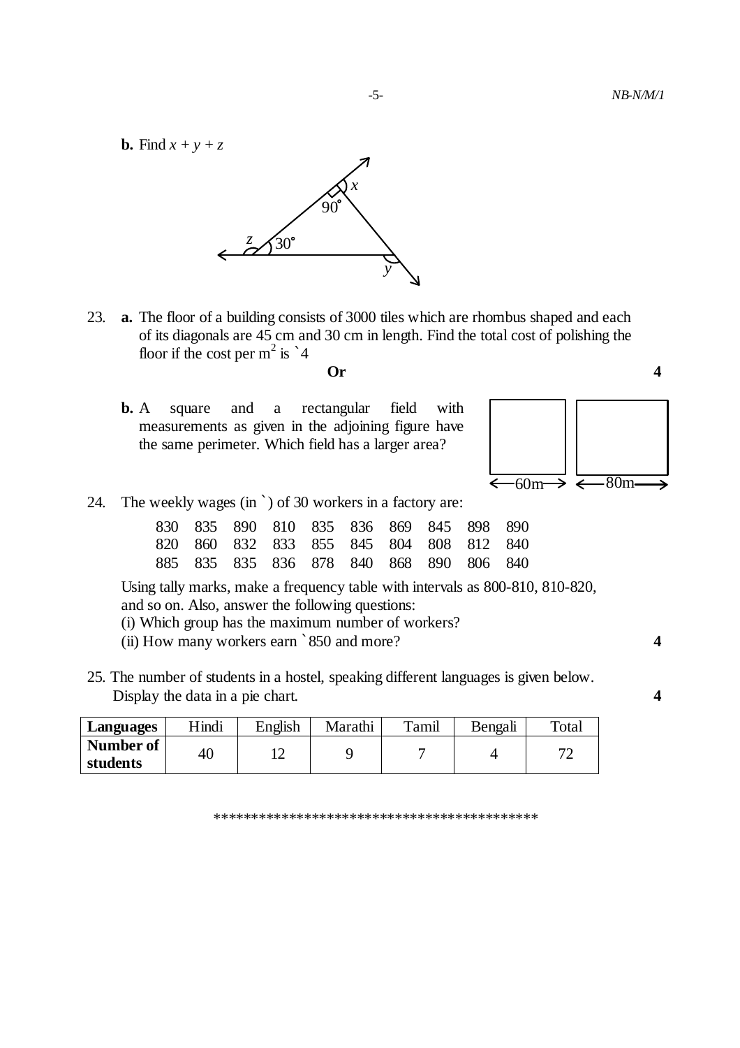**b.** Find $x + y + z$

$x$

$90°$

$z$

$30°$

$y$

23. **a.** The floor of a building consists of 3000 tiles which are rhombus shaped and each of its diagonals are 45 cm and 30 cm in length. Find the total cost of polishing the floor if the cost per $m^2$ is ` 4

**Or** **4**

**b.** A square and a rectangular field with measurements as given in the adjoining figure have the same perimeter. Which field has a larger area?

60m

80m

24. The weekly wages (in `) of 30 workers in a factory are:

| | | | | | | | | | |
|---|---|---|---|---|---|---|---|---|---|
| 830 | 835 | 890 | 810 | 835 | 836 | 869 | 845 | 898 | 890 |
| 820 | 860 | 832 | 833 | 855 | 845 | 804 | 808 | 812 | 840 |
| 885 | 835 | 835 | 836 | 878 | 840 | 868 | 890 | 806 | 840 |

Using tally marks, make a frequency table with intervals as 800-810, 810-820, and so on. Also, answer the following questions:
(i) Which group has the maximum number of workers?
(ii) How many workers earn ` 850 and more? **4**

25. The number of students in a hostel, speaking different languages is given below. Display the data in a pie chart. **4**

| **Languages** | Hindi | English | Marathi | Tamil | Bengali | Total |
|---|---|---|---|---|---|---|
| **Number of students** | 40 | 12 | 9 | 7 | 4 | 72 |

*******************************************